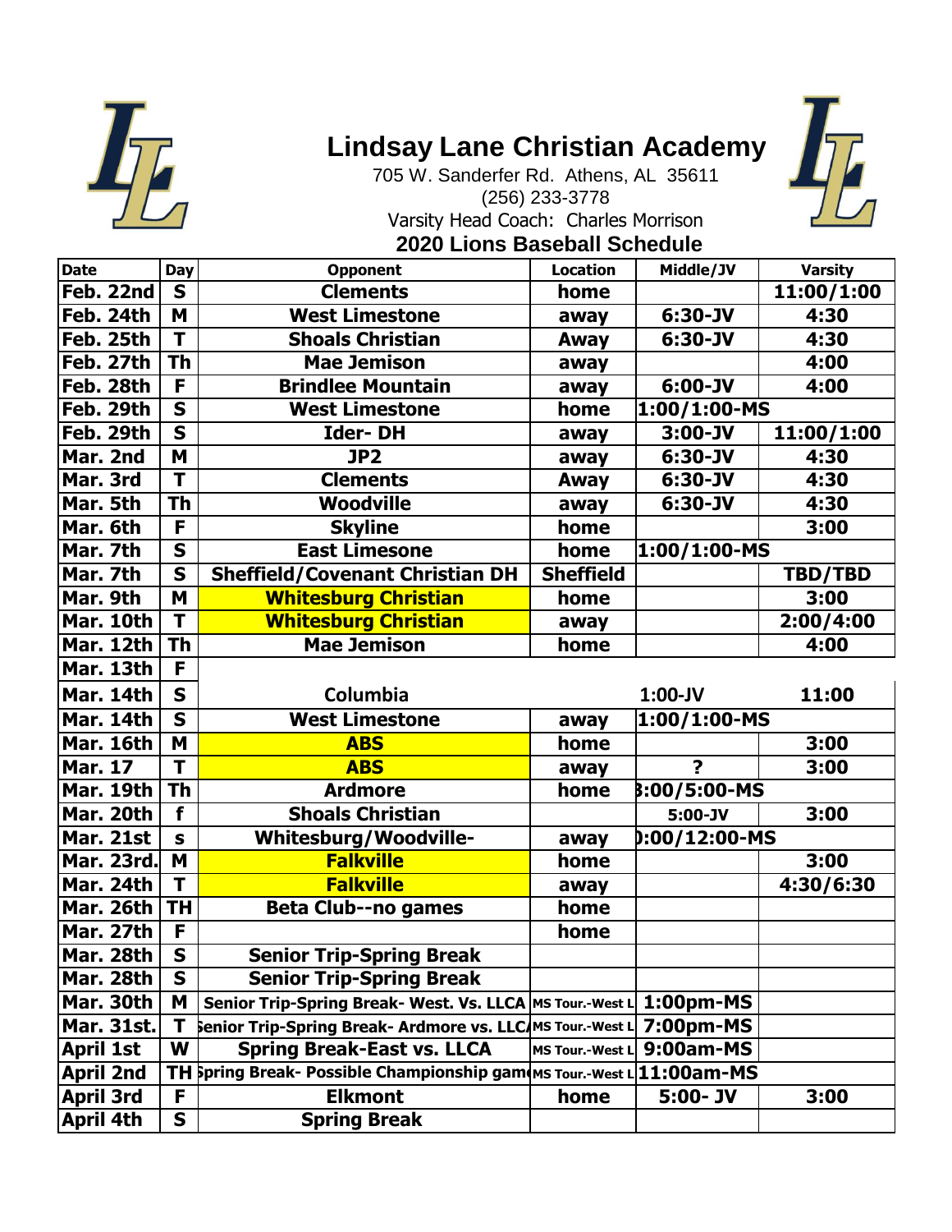# Lindsay Lane Christian Academy

705 W. Sanderfer Rd. Athens, AL 35611

(256) 233-3778

Varsity Head Coach: Charles Morrison

## 2020 Lions Baseball Schedule

| Date | Day | Opponent | Location | Middle/JV | Varsity |
|---|---|---|---|---|---|
| Feb. 22nd | S | Clements | home | | 11:00/1:00 |
| Feb. 24th | M | West Limestone | away | 6:30-JV | 4:30 |
| Feb. 25th | T | Shoals Christian | Away | 6:30-JV | 4:30 |
| Feb. 27th | Th | Mae Jemison | away | | 4:00 |
| Feb. 28th | F | Brindlee Mountain | away | 6:00-JV | 4:00 |
| Feb. 29th | S | West Limestone | home | 1:00/1:00-MS | |
| Feb. 29th | S | Ider- DH | away | 3:00-JV | 11:00/1:00 |
| Mar. 2nd | M | JP2 | away | 6:30-JV | 4:30 |
| Mar. 3rd | T | Clements | Away | 6:30-JV | 4:30 |
| Mar. 5th | Th | Woodville | away | 6:30-JV | 4:30 |
| Mar. 6th | F | Skyline | home | | 3:00 |
| Mar. 7th | S | East Limesone | home | 1:00/1:00-MS | |
| Mar. 7th | S | Sheffield/Covenant Christian DH | Sheffield | | TBD/TBD |
| Mar. 9th | M | Whitesburg Christian | home | | 3:00 |
| Mar. 10th | T | Whitesburg Christian | away | | 2:00/4:00 |
| Mar. 12th | Th | Mae Jemison | home | | 4:00 |
| Mar. 13th | F | | | | |
| Mar. 14th | S | Columbia | | 1:00-JV | 11:00 |
| Mar. 14th | S | West Limestone | away | 1:00/1:00-MS | |
| Mar. 16th | M | ABS | home | | 3:00 |
| Mar. 17 | T | ABS | away | ? | 3:00 |
| Mar. 19th | Th | Ardmore | home | 3:00/5:00-MS | |
| Mar. 20th | f | Shoals Christian | | 5:00-JV | 3:00 |
| Mar. 21st | s | Whitesburg/Woodville- | away | 0:00/12:00-MS | |
| Mar. 23rd. | M | Falkville | home | | 3:00 |
| Mar. 24th | T | Falkville | away | | 4:30/6:30 |
| Mar. 26th | TH | Beta Club--no games | home | | |
| Mar. 27th | F | | home | | |
| Mar. 28th | S | Senior Trip-Spring Break | | | |
| Mar. 28th | S | Senior Trip-Spring Break | | | |
| Mar. 30th | M | Senior Trip-Spring Break- West. Vs. LLCA | MS Tour.-West L | 1:00pm-MS | |
| Mar. 31st. | T | Senior Trip-Spring Break- Ardmore vs. LLCA | MS Tour.-West L | 7:00pm-MS | |
| April 1st | W | Spring Break-East vs. LLCA | MS Tour.-West L | 9:00am-MS | |
| April 2nd | TH | Spring Break- Possible Championship game | MS Tour.-West L | 11:00am-MS | |
| April 3rd | F | Elkmont | home | 5:00- JV | 3:00 |
| April 4th | S | Spring Break | | | |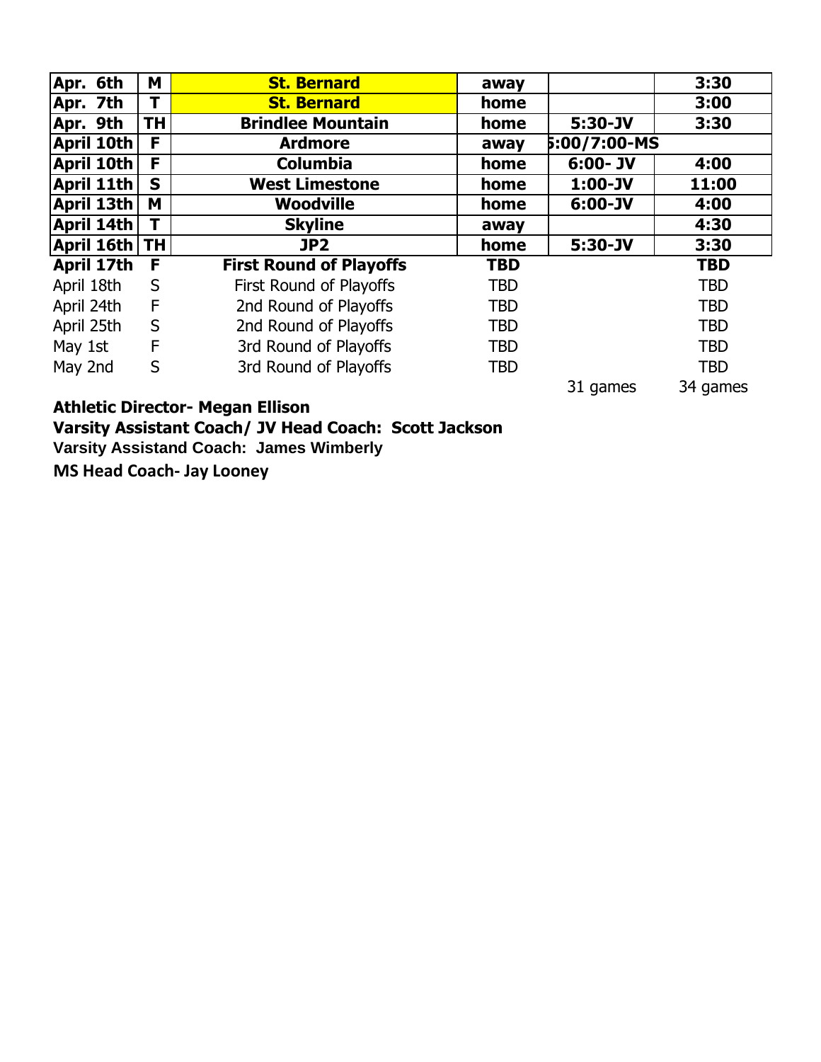| Apr. 6th | M | St. Bernard | away | | 3:30 |
|---|---|---|---|---|---|
| Apr. 7th | T | St. Bernard | home | | 3:00 |
| Apr. 9th | TH | Brindlee Mountain | home | 5:30-JV | 3:30 |
| April 10th | F | Ardmore | away | 5:00/7:00-MS | |
| April 10th | F | Columbia | home | 6:00- JV | 4:00 |
| April 11th | S | West Limestone | home | 1:00-JV | 11:00 |
| April 13th | M | Woodville | home | 6:00-JV | 4:00 |
| April 14th | T | Skyline | away | | 4:30 |
| April 16th | TH | JP2 | home | 5:30-JV | 3:30 |
| April 17th | F | First Round of Playoffs | TBD | | TBD |
| April 18th | S | First Round of Playoffs | TBD | | TBD |
| April 24th | F | 2nd Round of Playoffs | TBD | | TBD |
| April 25th | S | 2nd Round of Playoffs | TBD | | TBD |
| May 1st | F | 3rd Round of Playoffs | TBD | | TBD |
| May 2nd | S | 3rd Round of Playoffs | TBD | | TBD |
| | | | | 31 games | 34 games |

**Athletic Director- Megan Ellison**

**Varsity Assistant Coach/ JV Head Coach: Scott Jackson**

**Varsity Assistand Coach: James Wimberly**

**MS Head Coach- Jay Looney**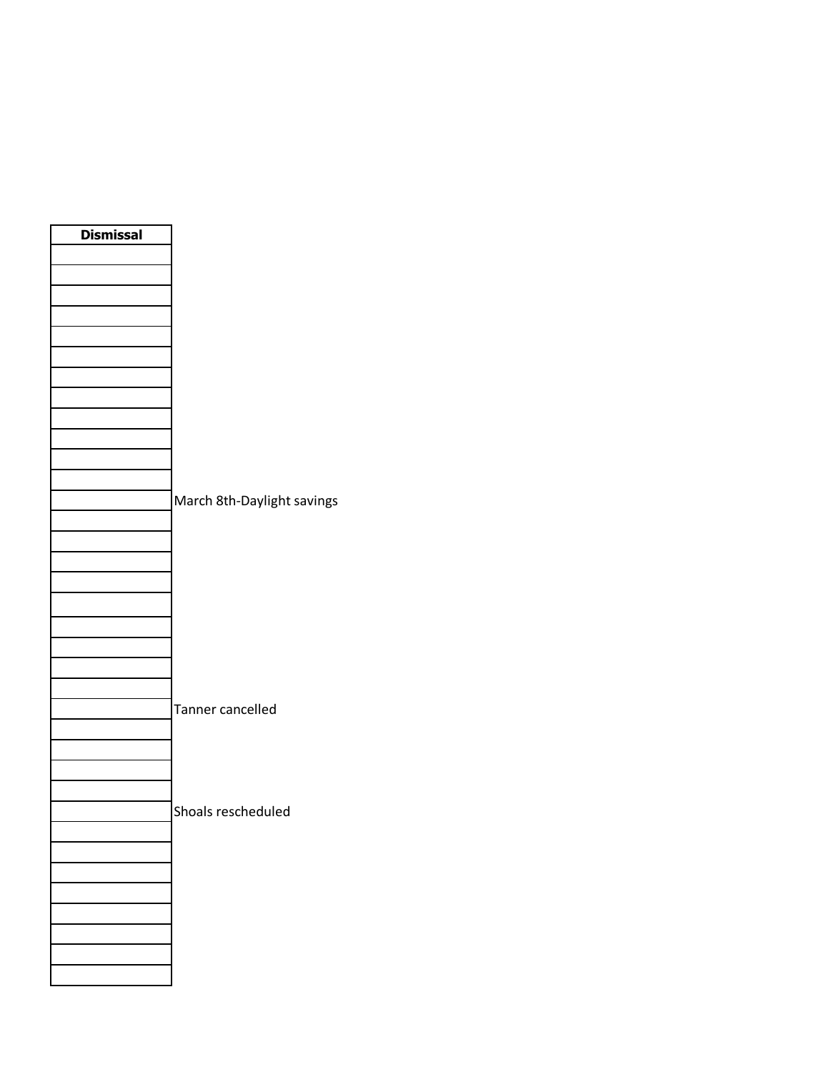| Dismissal | |
|---|---|
| | |
| | |
| | |
| | |
| | |
| | |
| | |
| | |
| | |
| | |
| | |
| | |
| | March 8th-Daylight savings |
| | |
| | |
| | |
| | |
| | |
| | |
| | |
| | |
| | |
| | Tanner cancelled |
| | |
| | |
| | |
| | |
| | Shoals rescheduled |
| | |
| | |
| | |
| | |
| | |
| | |
| | |
| | |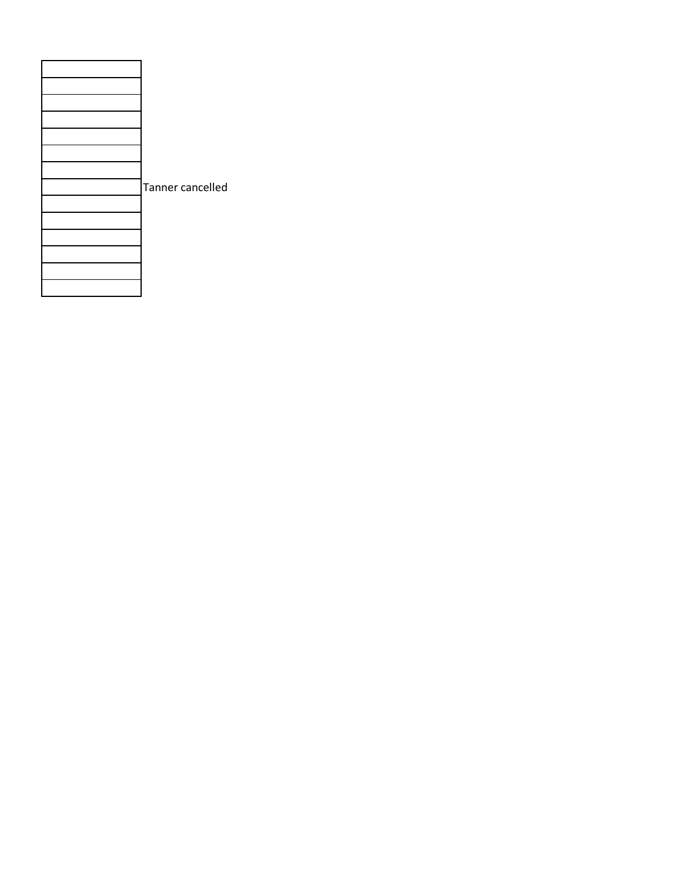| | |
|---|---|
| | |
| | |
| | |
| | |
| | |
| | |
| | |
| | Tanner cancelled |
| | |
| | |
| | |
| | |
| | |
| | |